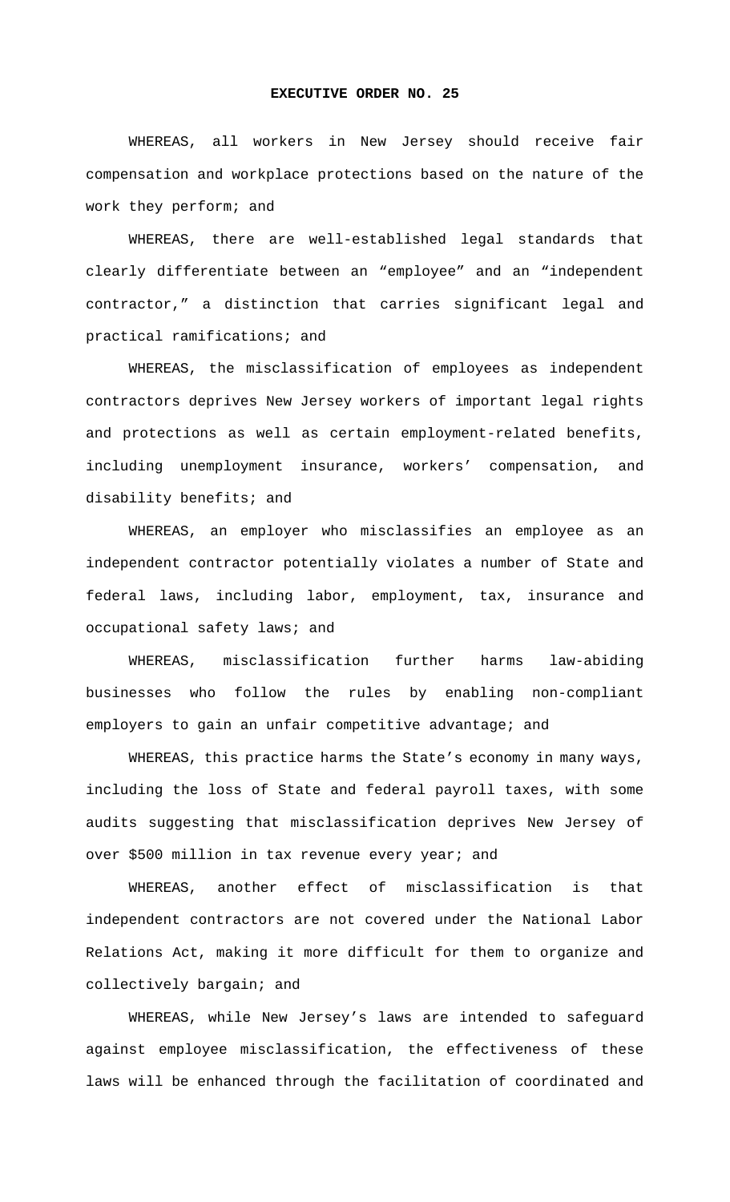# EXECUTIVE ORDER NO. 25

WHEREAS, all workers in New Jersey should receive fair compensation and workplace protections based on the nature of the work they perform; and

WHEREAS, there are well-established legal standards that clearly differentiate between an "employee" and an "independent contractor," a distinction that carries significant legal and practical ramifications; and

WHEREAS, the misclassification of employees as independent contractors deprives New Jersey workers of important legal rights and protections as well as certain employment-related benefits, including unemployment insurance, workers' compensation, and disability benefits; and

WHEREAS, an employer who misclassifies an employee as an independent contractor potentially violates a number of State and federal laws, including labor, employment, tax, insurance and occupational safety laws; and

WHEREAS, misclassification further harms law-abiding businesses who follow the rules by enabling non-compliant employers to gain an unfair competitive advantage; and

WHEREAS, this practice harms the State's economy in many ways, including the loss of State and federal payroll taxes, with some audits suggesting that misclassification deprives New Jersey of over $500 million in tax revenue every year; and

WHEREAS, another effect of misclassification is that independent contractors are not covered under the National Labor Relations Act, making it more difficult for them to organize and collectively bargain; and

WHEREAS, while New Jersey's laws are intended to safeguard against employee misclassification, the effectiveness of these laws will be enhanced through the facilitation of coordinated and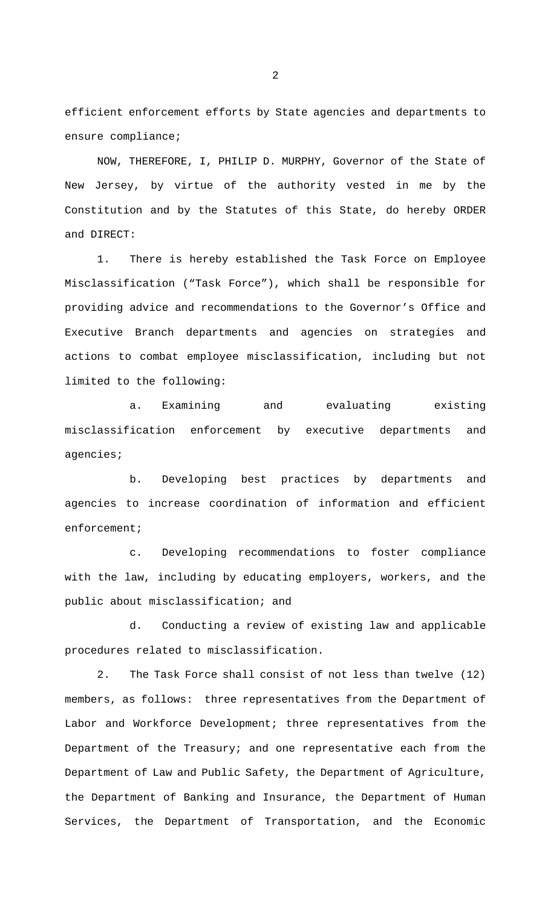efficient enforcement efforts by State agencies and departments to ensure compliance;

NOW, THEREFORE, I, PHILIP D. MURPHY, Governor of the State of New Jersey, by virtue of the authority vested in me by the Constitution and by the Statutes of this State, do hereby ORDER and DIRECT:

1. There is hereby established the Task Force on Employee Misclassification ("Task Force"), which shall be responsible for providing advice and recommendations to the Governor's Office and Executive Branch departments and agencies on strategies and actions to combat employee misclassification, including but not limited to the following:

   a. Examining and evaluating existing misclassification enforcement by executive departments and agencies;

   b. Developing best practices by departments and agencies to increase coordination of information and efficient enforcement;

   c. Developing recommendations to foster compliance with the law, including by educating employers, workers, and the public about misclassification; and

   d. Conducting a review of existing law and applicable procedures related to misclassification.

2. The Task Force shall consist of not less than twelve (12) members, as follows: three representatives from the Department of Labor and Workforce Development; three representatives from the Department of the Treasury; and one representative each from the Department of Law and Public Safety, the Department of Agriculture, the Department of Banking and Insurance, the Department of Human Services, the Department of Transportation, and the Economic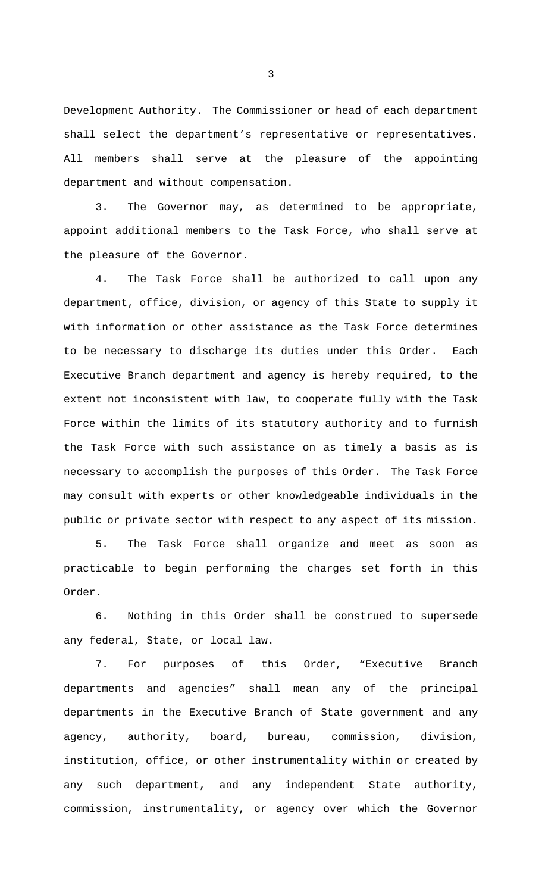Development Authority. The Commissioner or head of each department shall select the department's representative or representatives. All members shall serve at the pleasure of the appointing department and without compensation.

3. The Governor may, as determined to be appropriate, appoint additional members to the Task Force, who shall serve at the pleasure of the Governor.

4. The Task Force shall be authorized to call upon any department, office, division, or agency of this State to supply it with information or other assistance as the Task Force determines to be necessary to discharge its duties under this Order. Each Executive Branch department and agency is hereby required, to the extent not inconsistent with law, to cooperate fully with the Task Force within the limits of its statutory authority and to furnish the Task Force with such assistance on as timely a basis as is necessary to accomplish the purposes of this Order. The Task Force may consult with experts or other knowledgeable individuals in the public or private sector with respect to any aspect of its mission.

5. The Task Force shall organize and meet as soon as practicable to begin performing the charges set forth in this Order.

6. Nothing in this Order shall be construed to supersede any federal, State, or local law.

7. For purposes of this Order, "Executive Branch departments and agencies" shall mean any of the principal departments in the Executive Branch of State government and any agency, authority, board, bureau, commission, division, institution, office, or other instrumentality within or created by any such department, and any independent State authority, commission, instrumentality, or agency over which the Governor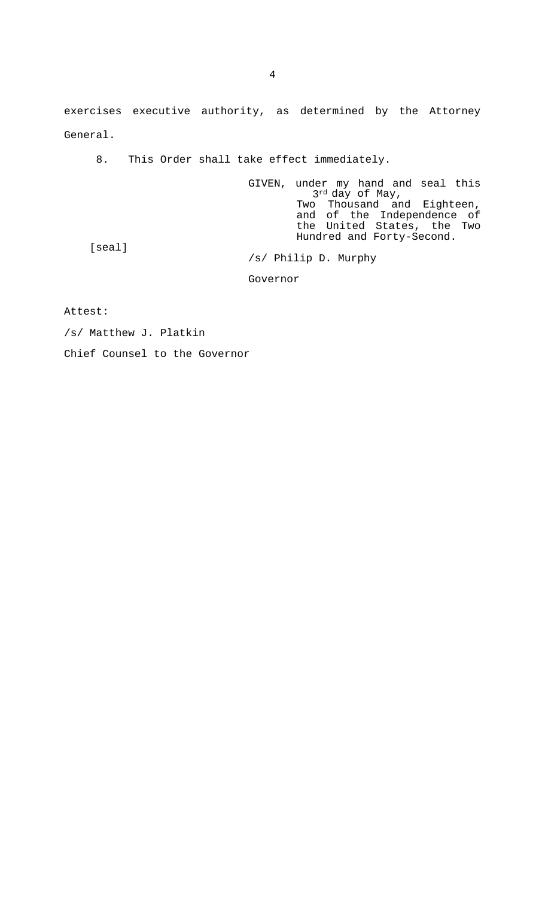exercises executive authority, as determined by the Attorney General.

8. This Order shall take effect immediately.

GIVEN, under my hand and seal this 3rd day of May, Two Thousand and Eighteen, and of the Independence of the United States, the Two Hundred and Forty-Second.

[seal]

/s/ Philip D. Murphy

Governor

Attest:

/s/ Matthew J. Platkin

Chief Counsel to the Governor